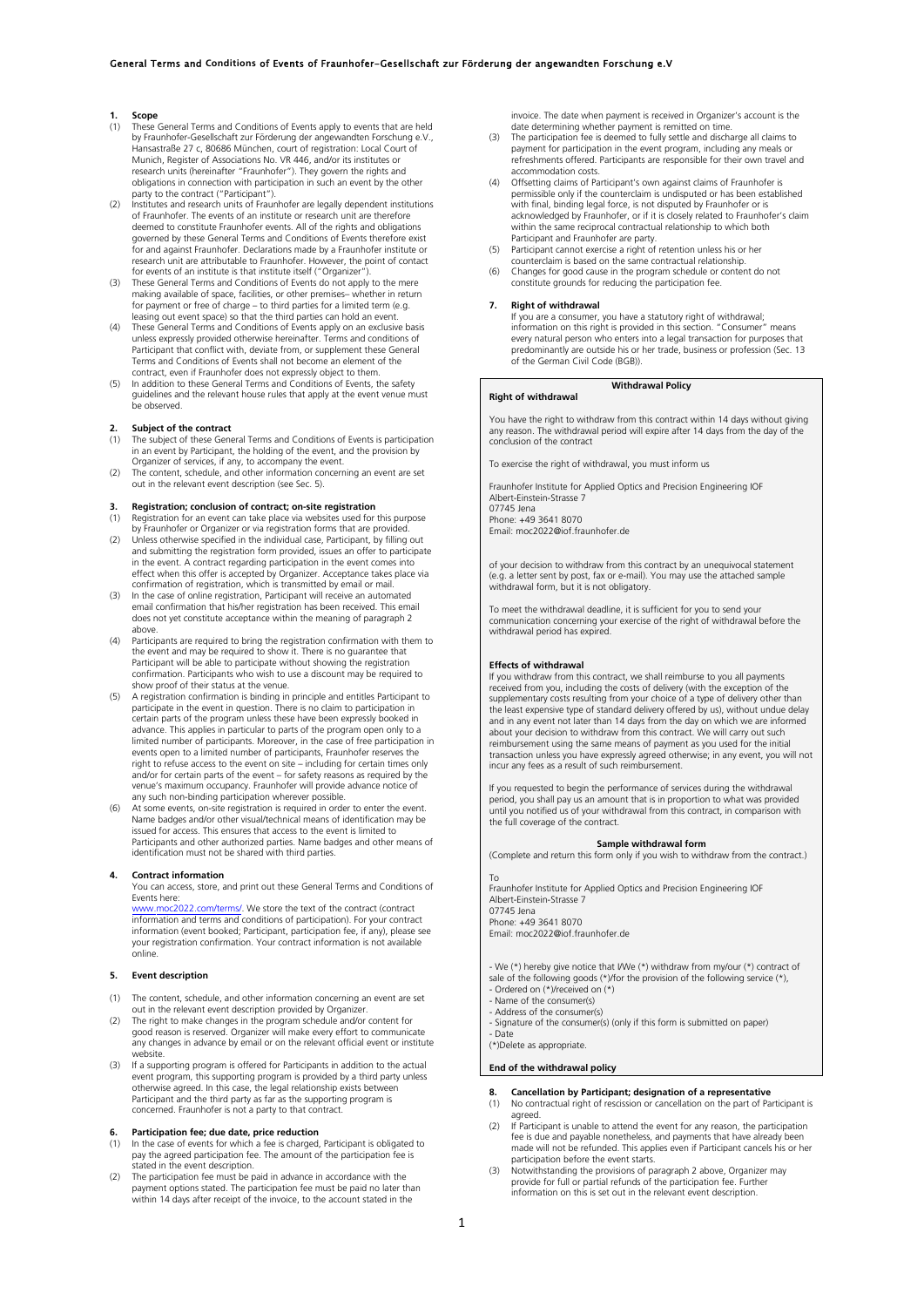# General Terms and Conditions of Events of Fraunhofer-Gesellschaft zur Förderung der angewandten Forschung e.V

## 1. Scope

(1) These General Terms and Conditions of Events apply to events that are held by Fraunhofer-Gesellschaft zur Förderung der angewandten Forschung e.V., Hansastraße 27 c, 80686 München, court of registration: Local Court of Munich, Register of Associations No. VR 446, and/or its institutes or research units (hereinafter "Fraunhofer"). They govern the rights and obligations in connection with participation in such an event by the other party to the contract ("Participant").

(2) Institutes and research units of Fraunhofer are legally dependent institutions of Fraunhofer. The events of an institute or research unit are therefore deemed to constitute Fraunhofer events. All of the rights and obligations governed by these General Terms and Conditions of Events therefore exist for and against Fraunhofer. Declarations made by a Fraunhofer institute or research unit are attributable to Fraunhofer. However, the point of contact for events of an institute is that institute itself ("Organizer").

(3) These General Terms and Conditions of Events do not apply to the mere making available of space, facilities, or other premises– whether in return for payment or free of charge – to third parties for a limited term (e.g. leasing out event space) so that the third parties can hold an event.

(4) These General Terms and Conditions of Events apply on an exclusive basis unless expressly provided otherwise hereinafter. Terms and conditions of Participant that conflict with, deviate from, or supplement these General Terms and Conditions of Events shall not become an element of the contract, even if Fraunhofer does not expressly object to them.

(5) In addition to these General Terms and Conditions of Events, the safety guidelines and the relevant house rules that apply at the event venue must be observed.

## 2. Subject of the contract

(1) The subject of these General Terms and Conditions of Events is participation in an event by Participant, the holding of the event, and the provision by Organizer of services, if any, to accompany the event.

(2) The content, schedule, and other information concerning an event are set out in the relevant event description (see Sec. 5).

## 3. Registration; conclusion of contract; on-site registration

(1) Registration for an event can take place via websites used for this purpose by Fraunhofer or Organizer or via registration forms that are provided.

(2) Unless otherwise specified in the individual case, Participant, by filling out and submitting the registration form provided, issues an offer to participate in the event. A contract regarding participation in the event comes into effect when this offer is accepted by Organizer. Acceptance takes place via confirmation of registration, which is transmitted by email or mail.

(3) In the case of online registration, Participant will receive an automated email confirmation that his/her registration has been received. This email does not yet constitute acceptance within the meaning of paragraph 2 above.

(4) Participants are required to bring the registration confirmation with them to the event and may be required to show it. There is no guarantee that Participant will be able to participate without showing the registration confirmation. Participants who wish to use a discount may be required to show proof of their status at the venue.

(5) A registration confirmation is binding in principle and entitles Participant to participate in the event in question. There is no claim to participation in certain parts of the program unless these have been expressly booked in advance. This applies in particular to parts of the program open only to a limited number of participants. Moreover, in the case of free participation in events open to a limited number of participants, Fraunhofer reserves the right to refuse access to the event on site – including for certain times only and/or for certain parts of the event – for safety reasons as required by the venue's maximum occupancy. Fraunhofer will provide advance notice of any such non-binding participation wherever possible.

(6) At some events, on-site registration is required in order to enter the event. Name badges and/or other visual/technical means of identification may be issued for access. This ensures that access to the event is limited to Participants and other authorized parties. Name badges and other means of identification must not be shared with third parties.

## 4. Contract information

You can access, store, and print out these General Terms and Conditions of Events here:
www.moc2022.com/terms/. We store the text of the contract (contract information and terms and conditions of participation). For your contract information (event booked; Participant, participation fee, if any), please see your registration confirmation. Your contract information is not available online.

## 5. Event description

(1) The content, schedule, and other information concerning an event are set out in the relevant event description provided by Organizer.

(2) The right to make changes in the program schedule and/or content for good reason is reserved. Organizer will make every effort to communicate any changes in advance by email or on the relevant official event or institute website.

(3) If a supporting program is offered for Participants in addition to the actual event program, this supporting program is provided by a third party unless otherwise agreed. In this case, the legal relationship exists between Participant and the third party as far as the supporting program is concerned. Fraunhofer is not a party to that contract.

## 6. Participation fee; due date, price reduction

(1) In the case of events for which a fee is charged, Participant is obligated to pay the agreed participation fee. The amount of the participation fee is stated in the event description.

(2) The participation fee must be paid in advance in accordance with the payment options stated. The participation fee must be paid no later than within 14 days after receipt of the invoice, to the account stated in the invoice. The date when payment is received in Organizer's account is the date determining whether payment is remitted on time.

(3) The participation fee is deemed to fully settle and discharge all claims to payment for participation in the event program, including any meals or refreshments offered. Participants are responsible for their own travel and accommodation costs.

(4) Offsetting claims of Participant's own against claims of Fraunhofer is permissible only if the counterclaim is undisputed or has been established with final, binding legal force, is not disputed by Fraunhofer or is acknowledged by Fraunhofer, or if it is closely related to Fraunhofer's claim within the same reciprocal contractual relationship to which both Participant and Fraunhofer are party.

(5) Participant cannot exercise a right of retention unless his or her counterclaim is based on the same contractual relationship.

(6) Changes for good cause in the program schedule or content do not constitute grounds for reducing the participation fee.

## 7. Right of withdrawal

If you are a consumer, you have a statutory right of withdrawal; information on this right is provided in this section. "Consumer" means every natural person who enters into a legal transaction for purposes that predominantly are outside his or her trade, business or profession (Sec. 13 of the German Civil Code (BGB)).

### Withdrawal Policy

**Right of withdrawal**

You have the right to withdraw from this contract within 14 days without giving any reason. The withdrawal period will expire after 14 days from the day of the conclusion of the contract

To exercise the right of withdrawal, you must inform us

Fraunhofer Institute for Applied Optics and Precision Engineering IOF
Albert-Einstein-Strasse 7
07745 Jena
Phone: +49 3641 8070
Email: moc2022@iof.fraunhofer.de

of your decision to withdraw from this contract by an unequivocal statement (e.g. a letter sent by post, fax or e-mail). You may use the attached sample withdrawal form, but it is not obligatory.

To meet the withdrawal deadline, it is sufficient for you to send your communication concerning your exercise of the right of withdrawal before the withdrawal period has expired.

**Effects of withdrawal**

If you withdraw from this contract, we shall reimburse to you all payments received from you, including the costs of delivery (with the exception of the supplementary costs resulting from your choice of a type of delivery other than the least expensive type of standard delivery offered by us), without undue delay and in any event not later than 14 days from the day on which we are informed about your decision to withdraw from this contract. We will carry out such reimbursement using the same means of payment as you used for the initial transaction unless you have expressly agreed otherwise; in any event, you will not incur any fees as a result of such reimbursement.

If you requested to begin the performance of services during the withdrawal period, you shall pay us an amount that is in proportion to what was provided until you notified us of your withdrawal from this contract, in comparison with the full coverage of the contract.

**Sample withdrawal form**

(Complete and return this form only if you wish to withdraw from the contract.)

To
Fraunhofer Institute for Applied Optics and Precision Engineering IOF
Albert-Einstein-Strasse 7
07745 Jena
Phone: +49 3641 8070
Email: moc2022@iof.fraunhofer.de

- We (*) hereby give notice that I/We (*) withdraw from my/our (*) contract of sale of the following goods (*)/for the provision of the following service (*),
- Ordered on (*)/received on (*)
- Name of the consumer(s)
- Address of the consumer(s)
- Signature of the consumer(s) (only if this form is submitted on paper)
- Date

(*)Delete as appropriate.

**End of the withdrawal policy**

## 8. Cancellation by Participant; designation of a representative

(1) No contractual right of rescission or cancellation on the part of Participant is agreed.

(2) If Participant is unable to attend the event for any reason, the participation fee is due and payable nonetheless, and payments that have already been made will not be refunded. This applies even if Participant cancels his or her participation before the event starts.

(3) Notwithstanding the provisions of paragraph 2 above, Organizer may provide for full or partial refunds of the participation fee. Further information on this is set out in the relevant event description.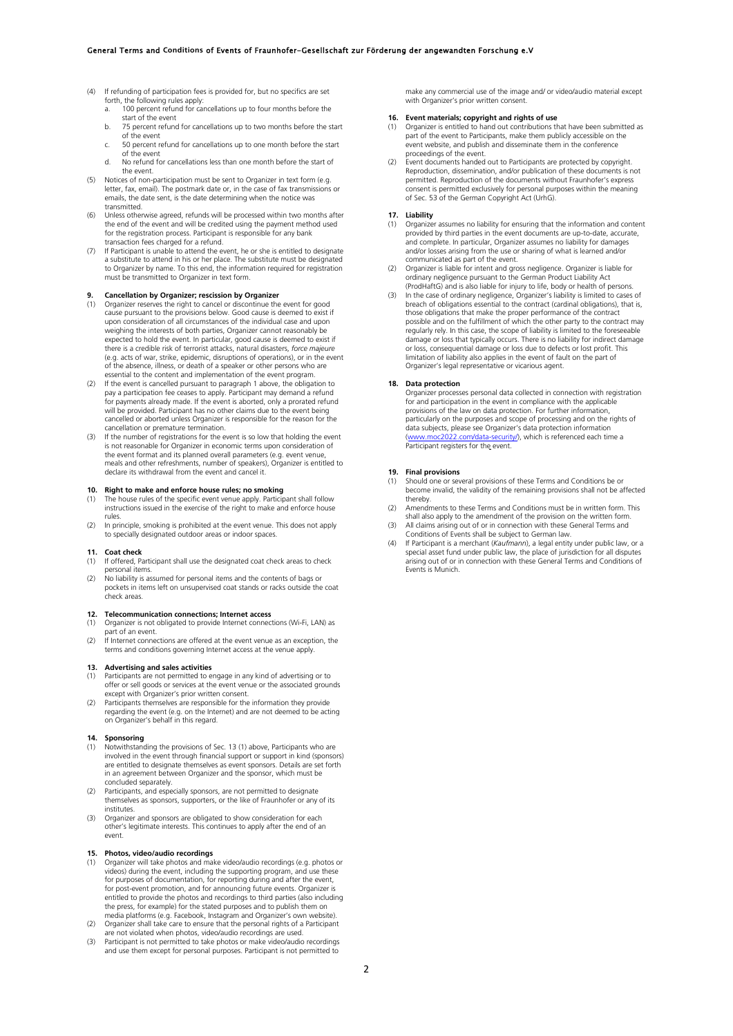(4) If refunding of participation fees is provided for, but no specifics are set forth, the following rules apply:
   a. 100 percent refund for cancellations up to four months before the start of the event
   b. 75 percent refund for cancellations up to two months before the start of the event
   c. 50 percent refund for cancellations up to one month before the start of the event
   d. No refund for cancellations less than one month before the start of the event.

(5) Notices of non-participation must be sent to Organizer in text form (e.g. letter, fax, email). The postmark date or, in the case of fax transmissions or emails, the date sent, is the date determining when the notice was transmitted.

(6) Unless otherwise agreed, refunds will be processed within two months after the end of the event and will be credited using the payment method used for the registration process. Participant is responsible for any bank transaction fees charged for a refund.

(7) If Participant is unable to attend the event, he or she is entitled to designate a substitute to attend in his or her place. The substitute must be designated to Organizer by name. To this end, the information required for registration must be transmitted to Organizer in text form.

## 9. Cancellation by Organizer; rescission by Organizer

(1) Organizer reserves the right to cancel or discontinue the event for good cause pursuant to the provisions below. Good cause is deemed to exist if upon consideration of all circumstances of the individual case and upon weighing the interests of both parties, Organizer cannot reasonably be expected to hold the event. In particular, good cause is deemed to exist if there is a credible risk of terrorist attacks, natural disasters, *force majeure* (e.g. acts of war, strike, epidemic, disruptions of operations), or in the event of the absence, illness, or death of a speaker or other persons who are essential to the content and implementation of the event program.

(2) If the event is cancelled pursuant to paragraph 1 above, the obligation to pay a participation fee ceases to apply. Participant may demand a refund for payments already made. If the event is aborted, only a prorated refund will be provided. Participant has no other claims due to the event being cancelled or aborted unless Organizer is responsible for the reason for the cancellation or premature termination.

(3) If the number of registrations for the event is so low that holding the event is not reasonable for Organizer in economic terms upon consideration of the event format and its planned overall parameters (e.g. event venue, meals and other refreshments, number of speakers), Organizer is entitled to declare its withdrawal from the event and cancel it.

## 10. Right to make and enforce house rules; no smoking

(1) The house rules of the specific event venue apply. Participant shall follow instructions issued in the exercise of the right to make and enforce house rules.

(2) In principle, smoking is prohibited at the event venue. This does not apply to specially designated outdoor areas or indoor spaces.

## 11. Coat check

(1) If offered, Participant shall use the designated coat check areas to check personal items.

(2) No liability is assumed for personal items and the contents of bags or pockets in items left on unsupervised coat stands or racks outside the coat check areas.

## 12. Telecommunication connections; Internet access

(1) Organizer is not obligated to provide Internet connections (Wi-Fi, LAN) as part of an event.

(2) If Internet connections are offered at the event venue as an exception, the terms and conditions governing Internet access at the venue apply.

## 13. Advertising and sales activities

(1) Participants are not permitted to engage in any kind of advertising or to offer or sell goods or services at the event venue or the associated grounds except with Organizer's prior written consent.

(2) Participants themselves are responsible for the information they provide regarding the event (e.g. on the Internet) and are not deemed to be acting on Organizer's behalf in this regard.

## 14. Sponsoring

(1) Notwithstanding the provisions of Sec. 13 (1) above, Participants who are involved in the event through financial support or support in kind (sponsors) are entitled to designate themselves as event sponsors. Details are set forth in an agreement between Organizer and the sponsor, which must be concluded separately.

(2) Participants, and especially sponsors, are not permitted to designate themselves as sponsors, supporters, or the like of Fraunhofer or any of its institutes.

(3) Organizer and sponsors are obligated to show consideration for each other's legitimate interests. This continues to apply after the end of an event.

## 15. Photos, video/audio recordings

(1) Organizer will take photos and make video/audio recordings (e.g. photos or videos) during the event, including the supporting program, and use these for purposes of documentation, for reporting during and after the event, for post-event promotion, and for announcing future events. Organizer is entitled to provide the photos and recordings to third parties (also including the press, for example) for the stated purposes and to publish them on media platforms (e.g. Facebook, Instagram and Organizer's own website).

(2) Organizer shall take care to ensure that the personal rights of a Participant are not violated when photos, video/audio recordings are used.

(3) Participant is not permitted to take photos or make video/audio recordings and use them except for personal purposes. Participant is not permitted to make any commercial use of the image and/ or video/audio material except with Organizer's prior written consent.

## 16. Event materials; copyright and rights of use

(1) Organizer is entitled to hand out contributions that have been submitted as part of the event to Participants, make them publicly accessible on the event website, and publish and disseminate them in the conference proceedings of the event.

(2) Event documents handed out to Participants are protected by copyright. Reproduction, dissemination, and/or publication of these documents is not permitted. Reproduction of the documents without Fraunhofer's express consent is permitted exclusively for personal purposes within the meaning of Sec. 53 of the German Copyright Act (UrhG).

## 17. Liability

(1) Organizer assumes no liability for ensuring that the information and content provided by third parties in the event documents are up-to-date, accurate, and complete. In particular, Organizer assumes no liability for damages and/or losses arising from the use or sharing of what is learned and/or communicated as part of the event.

(2) Organizer is liable for intent and gross negligence. Organizer is liable for ordinary negligence pursuant to the German Product Liability Act (ProdHaftG) and is also liable for injury to life, body or health of persons.

(3) In the case of ordinary negligence, Organizer's liability is limited to cases of breach of obligations essential to the contract (cardinal obligations), that is, those obligations that make the proper performance of the contract possible and on the fulfillment of which the other party to the contract may regularly rely. In this case, the scope of liability is limited to the foreseeable damage or loss that typically occurs. There is no liability for indirect damage or loss, consequential damage or loss due to defects or lost profit. This limitation of liability also applies in the event of fault on the part of Organizer's legal representative or vicarious agent.

## 18. Data protection

Organizer processes personal data collected in connection with registration for and participation in the event in compliance with the applicable provisions of the law on data protection. For further information, particularly on the purposes and scope of processing and on the rights of data subjects, please see Organizer's data protection information (www.moc2022.com/data-security/), which is referenced each time a Participant registers for the event.

## 19. Final provisions

(1) Should one or several provisions of these Terms and Conditions be or become invalid, the validity of the remaining provisions shall not be affected thereby.

(2) Amendments to these Terms and Conditions must be in written form. This shall also apply to the amendment of the provision on the written form.

(3) All claims arising out of or in connection with these General Terms and Conditions of Events shall be subject to German law.

(4) If Participant is a merchant (*Kaufmann*), a legal entity under public law, or a special asset fund under public law, the place of jurisdiction for all disputes arising out of or in connection with these General Terms and Conditions of Events is Munich.